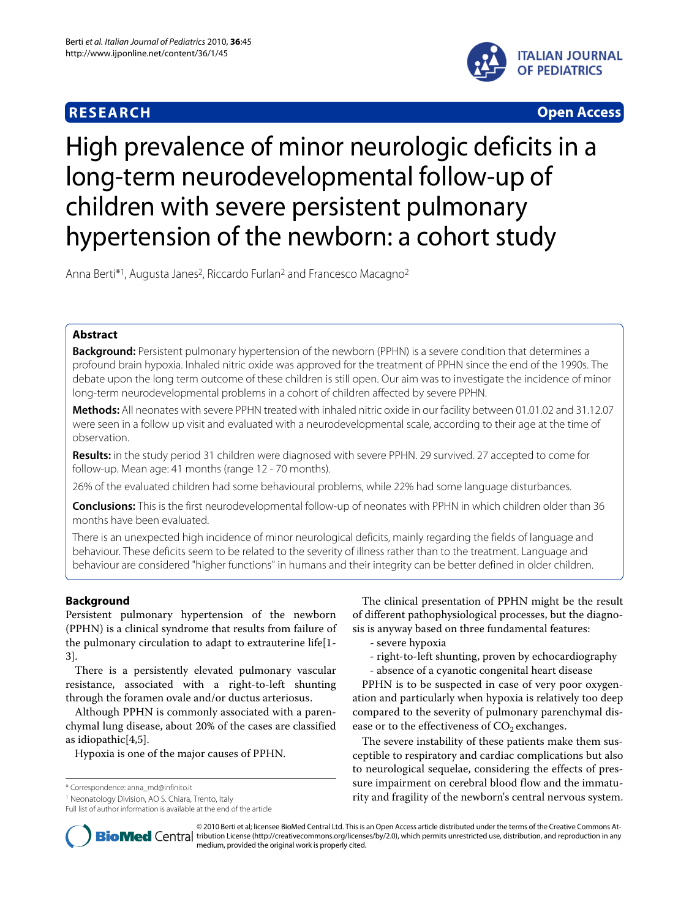**RESEARCH** **Open Access**

# High prevalence of minor neurologic deficits in a long-term neurodevelopmental follow-up of children with severe persistent pulmonary hypertension of the newborn: a cohort study

Anna Berti*[1], Augusta Janes[2], Riccardo Furlan[2] and Francesco Macagno[2]

## Abstract

**Background:** Persistent pulmonary hypertension of the newborn (PPHN) is a severe condition that determines a profound brain hypoxia. Inhaled nitric oxide was approved for the treatment of PPHN since the end of the 1990s. The debate upon the long term outcome of these children is still open. Our aim was to investigate the incidence of minor long-term neurodevelopmental problems in a cohort of children affected by severe PPHN.

**Methods:** All neonates with severe PPHN treated with inhaled nitric oxide in our facility between 01.01.02 and 31.12.07 were seen in a follow up visit and evaluated with a neurodevelopmental scale, according to their age at the time of observation.

**Results:** in the study period 31 children were diagnosed with severe PPHN. 29 survived. 27 accepted to come for follow-up. Mean age: 41 months (range 12 - 70 months).

26% of the evaluated children had some behavioural problems, while 22% had some language disturbances.

**Conclusions:** This is the first neurodevelopmental follow-up of neonates with PPHN in which children older than 36 months have been evaluated.

There is an unexpected high incidence of minor neurological deficits, mainly regarding the fields of language and behaviour. These deficits seem to be related to the severity of illness rather than to the treatment. Language and behaviour are considered "higher functions" in humans and their integrity can be better defined in older children.

## Background

Persistent pulmonary hypertension of the newborn (PPHN) is a clinical syndrome that results from failure of the pulmonary circulation to adapt to extrauterine life[1-3].

There is a persistently elevated pulmonary vascular resistance, associated with a right-to-left shunting through the foramen ovale and/or ductus arteriosus.

Although PPHN is commonly associated with a parenchymal lung disease, about 20% of the cases are classified as idiopathic[4,5].

Hypoxia is one of the major causes of PPHN.

The clinical presentation of PPHN might be the result of different pathophysiological processes, but the diagnosis is anyway based on three fundamental features:

- severe hypoxia
- right-to-left shunting, proven by echocardiography
- absence of a cyanotic congenital heart disease

PPHN is to be suspected in case of very poor oxygenation and particularly when hypoxia is relatively too deep compared to the severity of pulmonary parenchymal disease or to the effectiveness of $CO_2$ exchanges.

The severe instability of these patients make them susceptible to respiratory and cardiac complications but also to neurological sequelae, considering the effects of pressure impairment on cerebral blood flow and the immaturity and fragility of the newborn's central nervous system.

* Correspondence: anna_md@infinito.it

[1] Neonatology Division, AO S. Chiara, Trento, Italy

Full list of author information is available at the end of the article

© 2010 Berti et al; licensee BioMed Central Ltd. This is an Open Access article distributed under the terms of the Creative Commons Attribution License (http://creativecommons.org/licenses/by/2.0), which permits unrestricted use, distribution, and reproduction in any medium, provided the original work is properly cited.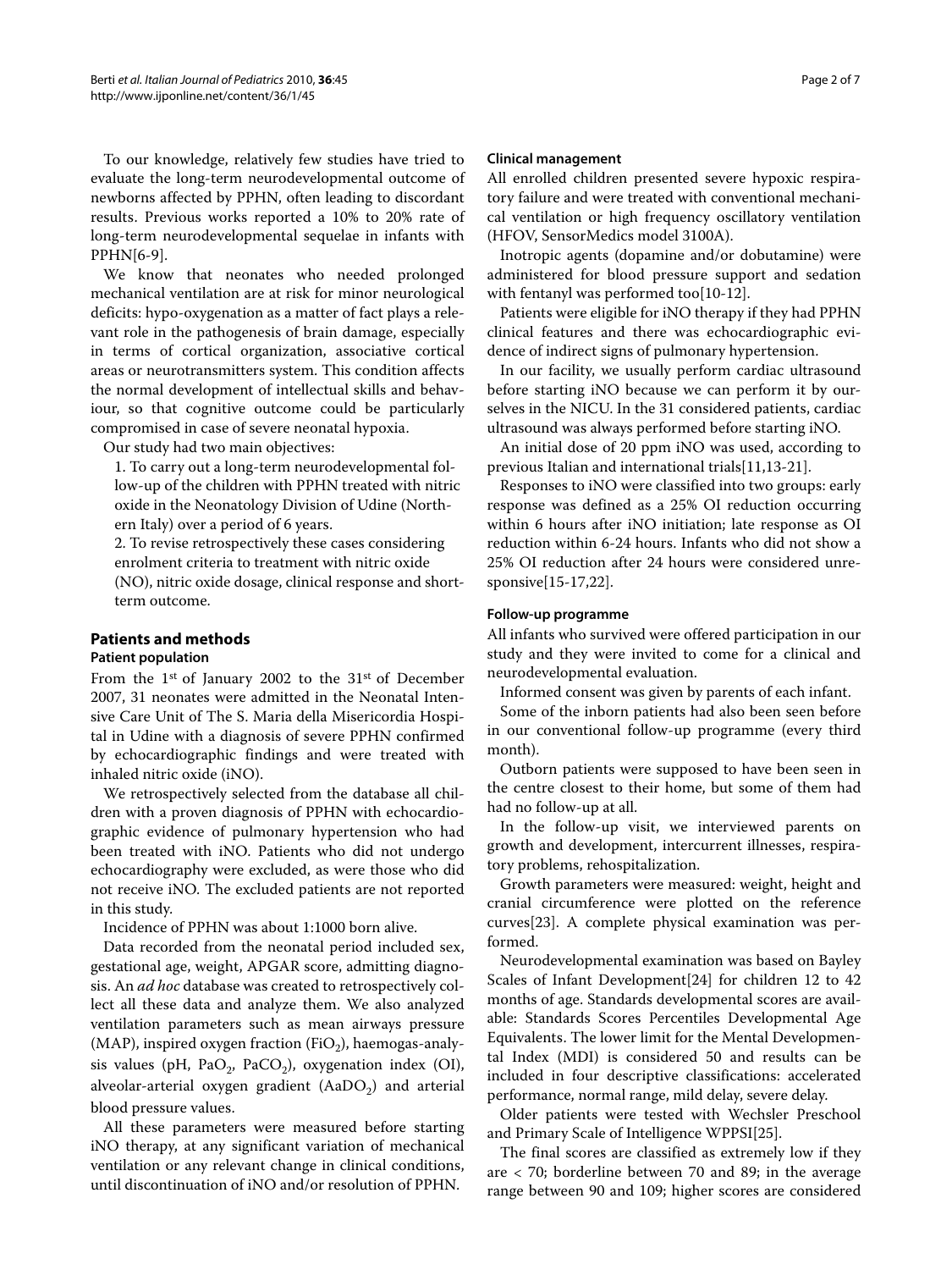To our knowledge, relatively few studies have tried to evaluate the long-term neurodevelopmental outcome of newborns affected by PPHN, often leading to discordant results. Previous works reported a 10% to 20% rate of long-term neurodevelopmental sequelae in infants with PPHN[6-9].

We know that neonates who needed prolonged mechanical ventilation are at risk for minor neurological deficits: hypo-oxygenation as a matter of fact plays a relevant role in the pathogenesis of brain damage, especially in terms of cortical organization, associative cortical areas or neurotransmitters system. This condition affects the normal development of intellectual skills and behaviour, so that cognitive outcome could be particularly compromised in case of severe neonatal hypoxia.

Our study had two main objectives:

1. To carry out a long-term neurodevelopmental follow-up of the children with PPHN treated with nitric oxide in the Neonatology Division of Udine (Northern Italy) over a period of 6 years.
2. To revise retrospectively these cases considering enrolment criteria to treatment with nitric oxide (NO), nitric oxide dosage, clinical response and short-term outcome.

## Patients and methods

### Patient population

From the 1st of January 2002 to the 31st of December 2007, 31 neonates were admitted in the Neonatal Intensive Care Unit of The S. Maria della Misericordia Hospital in Udine with a diagnosis of severe PPHN confirmed by echocardiographic findings and were treated with inhaled nitric oxide (iNO).

We retrospectively selected from the database all children with a proven diagnosis of PPHN with echocardiographic evidence of pulmonary hypertension who had been treated with iNO. Patients who did not undergo echocardiography were excluded, as were those who did not receive iNO. The excluded patients are not reported in this study.

Incidence of PPHN was about 1:1000 born alive.

Data recorded from the neonatal period included sex, gestational age, weight, APGAR score, admitting diagnosis. An *ad hoc* database was created to retrospectively collect all these data and analyze them. We also analyzed ventilation parameters such as mean airways pressure (MAP), inspired oxygen fraction ($FiO_2$), haemogas-analysis values (pH, $PaO_2$, $PaCO_2$), oxygenation index (OI), alveolar-arterial oxygen gradient ($AaDO_2$) and arterial blood pressure values.

All these parameters were measured before starting iNO therapy, at any significant variation of mechanical ventilation or any relevant change in clinical conditions, until discontinuation of iNO and/or resolution of PPHN.

### Clinical management

All enrolled children presented severe hypoxic respiratory failure and were treated with conventional mechanical ventilation or high frequency oscillatory ventilation (HFOV, SensorMedics model 3100A).

Inotropic agents (dopamine and/or dobutamine) were administered for blood pressure support and sedation with fentanyl was performed too[10-12].

Patients were eligible for iNO therapy if they had PPHN clinical features and there was echocardiographic evidence of indirect signs of pulmonary hypertension.

In our facility, we usually perform cardiac ultrasound before starting iNO because we can perform it by ourselves in the NICU. In the 31 considered patients, cardiac ultrasound was always performed before starting iNO.

An initial dose of 20 ppm iNO was used, according to previous Italian and international trials[11,13-21].

Responses to iNO were classified into two groups: early response was defined as a 25% OI reduction occurring within 6 hours after iNO initiation; late response as OI reduction within 6-24 hours. Infants who did not show a 25% OI reduction after 24 hours were considered unresponsive[15-17,22].

### Follow-up programme

All infants who survived were offered participation in our study and they were invited to come for a clinical and neurodevelopmental evaluation.

Informed consent was given by parents of each infant.

Some of the inborn patients had also been seen before in our conventional follow-up programme (every third month).

Outborn patients were supposed to have been seen in the centre closest to their home, but some of them had had no follow-up at all.

In the follow-up visit, we interviewed parents on growth and development, intercurrent illnesses, respiratory problems, rehospitalization.

Growth parameters were measured: weight, height and cranial circumference were plotted on the reference curves[23]. A complete physical examination was performed.

Neurodevelopmental examination was based on Bayley Scales of Infant Development[24] for children 12 to 42 months of age. Standards developmental scores are available: Standards Scores Percentiles Developmental Age Equivalents. The lower limit for the Mental Developmental Index (MDI) is considered 50 and results can be included in four descriptive classifications: accelerated performance, normal range, mild delay, severe delay.

Older patients were tested with Wechsler Preschool and Primary Scale of Intelligence WPPSI[25].

The final scores are classified as extremely low if they are < 70; borderline between 70 and 89; in the average range between 90 and 109; higher scores are considered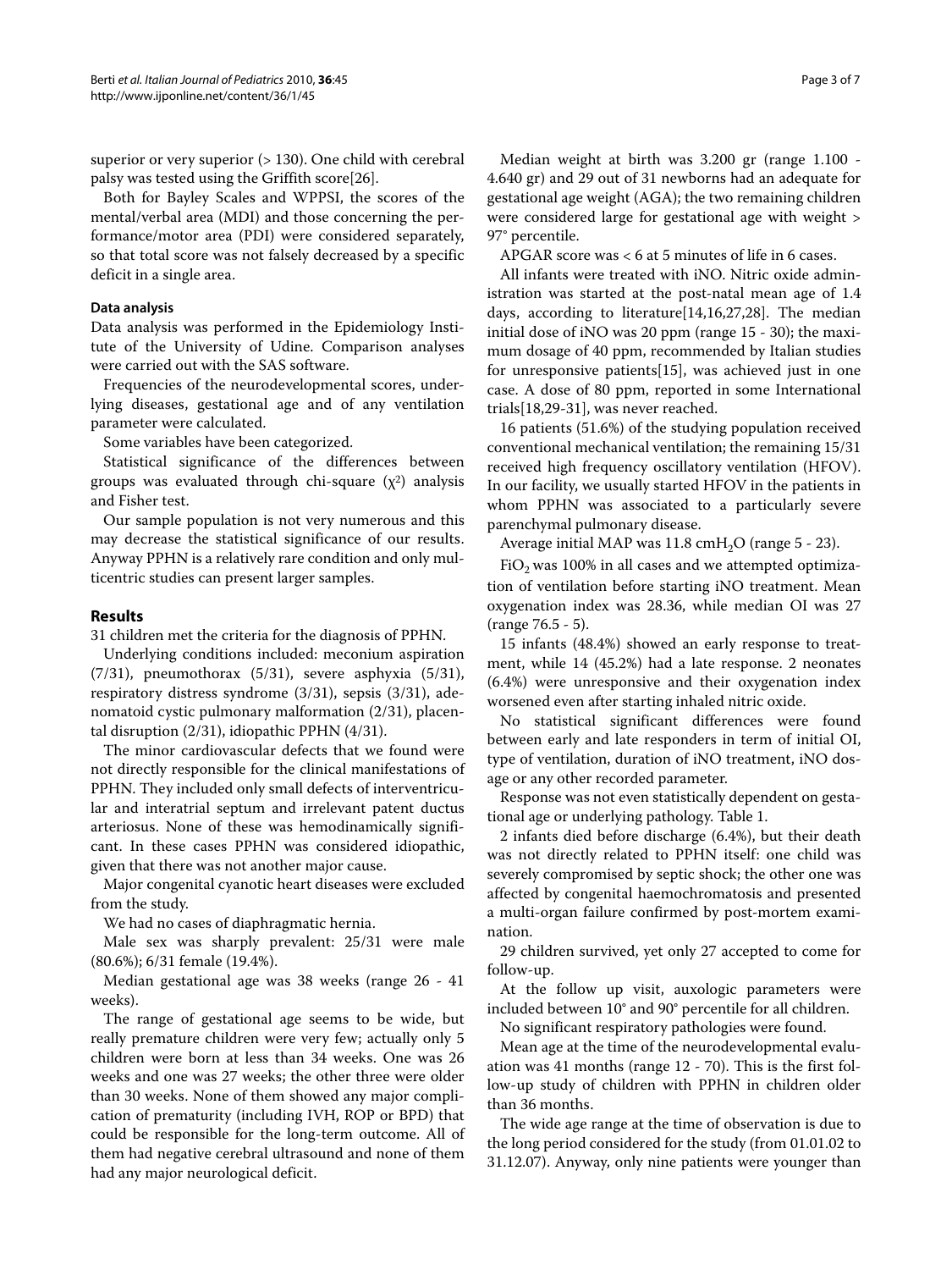superior or very superior (> 130). One child with cerebral palsy was tested using the Griffith score[26].

Both for Bayley Scales and WPPSI, the scores of the mental/verbal area (MDI) and those concerning the performance/motor area (PDI) were considered separately, so that total score was not falsely decreased by a specific deficit in a single area.

### Data analysis

Data analysis was performed in the Epidemiology Institute of the University of Udine. Comparison analyses were carried out with the SAS software.

Frequencies of the neurodevelopmental scores, underlying diseases, gestational age and of any ventilation parameter were calculated.

Some variables have been categorized.

Statistical significance of the differences between groups was evaluated through chi-square ($\chi^2$) analysis and Fisher test.

Our sample population is not very numerous and this may decrease the statistical significance of our results. Anyway PPHN is a relatively rare condition and only multicentric studies can present larger samples.

## Results

31 children met the criteria for the diagnosis of PPHN.

Underlying conditions included: meconium aspiration (7/31), pneumothorax (5/31), severe asphyxia (5/31), respiratory distress syndrome (3/31), sepsis (3/31), adenomatoid cystic pulmonary malformation (2/31), placental disruption (2/31), idiopathic PPHN (4/31).

The minor cardiovascular defects that we found were not directly responsible for the clinical manifestations of PPHN. They included only small defects of interventricular and interatrial septum and irrelevant patent ductus arteriosus. None of these was hemodinamically significant. In these cases PPHN was considered idiopathic, given that there was not another major cause.

Major congenital cyanotic heart diseases were excluded from the study.

We had no cases of diaphragmatic hernia.

Male sex was sharply prevalent: 25/31 were male (80.6%); 6/31 female (19.4%).

Median gestational age was 38 weeks (range 26 - 41 weeks).

The range of gestational age seems to be wide, but really premature children were very few; actually only 5 children were born at less than 34 weeks. One was 26 weeks and one was 27 weeks; the other three were older than 30 weeks. None of them showed any major complication of prematurity (including IVH, ROP or BPD) that could be responsible for the long-term outcome. All of them had negative cerebral ultrasound and none of them had any major neurological deficit.

Median weight at birth was 3.200 gr (range 1.100 - 4.640 gr) and 29 out of 31 newborns had an adequate for gestational age weight (AGA); the two remaining children were considered large for gestational age with weight > 97° percentile.

APGAR score was < 6 at 5 minutes of life in 6 cases.

All infants were treated with iNO. Nitric oxide administration was started at the post-natal mean age of 1.4 days, according to literature[14,16,27,28]. The median initial dose of iNO was 20 ppm (range 15 - 30); the maximum dosage of 40 ppm, recommended by Italian studies for unresponsive patients[15], was achieved just in one case. A dose of 80 ppm, reported in some International trials[18,29-31], was never reached.

16 patients (51.6%) of the studying population received conventional mechanical ventilation; the remaining 15/31 received high frequency oscillatory ventilation (HFOV). In our facility, we usually started HFOV in the patients in whom PPHN was associated to a particularly severe parenchymal pulmonary disease.

Average initial MAP was 11.8 $cmH_2O$ (range 5 - 23).

$FiO_2$ was 100% in all cases and we attempted optimization of ventilation before starting iNO treatment. Mean oxygenation index was 28.36, while median OI was 27 (range 76.5 - 5).

15 infants (48.4%) showed an early response to treatment, while 14 (45.2%) had a late response. 2 neonates (6.4%) were unresponsive and their oxygenation index worsened even after starting inhaled nitric oxide.

No statistical significant differences were found between early and late responders in term of initial OI, type of ventilation, duration of iNO treatment, iNO dosage or any other recorded parameter.

Response was not even statistically dependent on gestational age or underlying pathology. Table 1.

2 infants died before discharge (6.4%), but their death was not directly related to PPHN itself: one child was severely compromised by septic shock; the other one was affected by congenital haemochromatosis and presented a multi-organ failure confirmed by post-mortem examination.

29 children survived, yet only 27 accepted to come for follow-up.

At the follow up visit, auxologic parameters were included between 10° and 90° percentile for all children.

No significant respiratory pathologies were found.

Mean age at the time of the neurodevelopmental evaluation was 41 months (range 12 - 70). This is the first follow-up study of children with PPHN in children older than 36 months.

The wide age range at the time of observation is due to the long period considered for the study (from 01.01.02 to 31.12.07). Anyway, only nine patients were younger than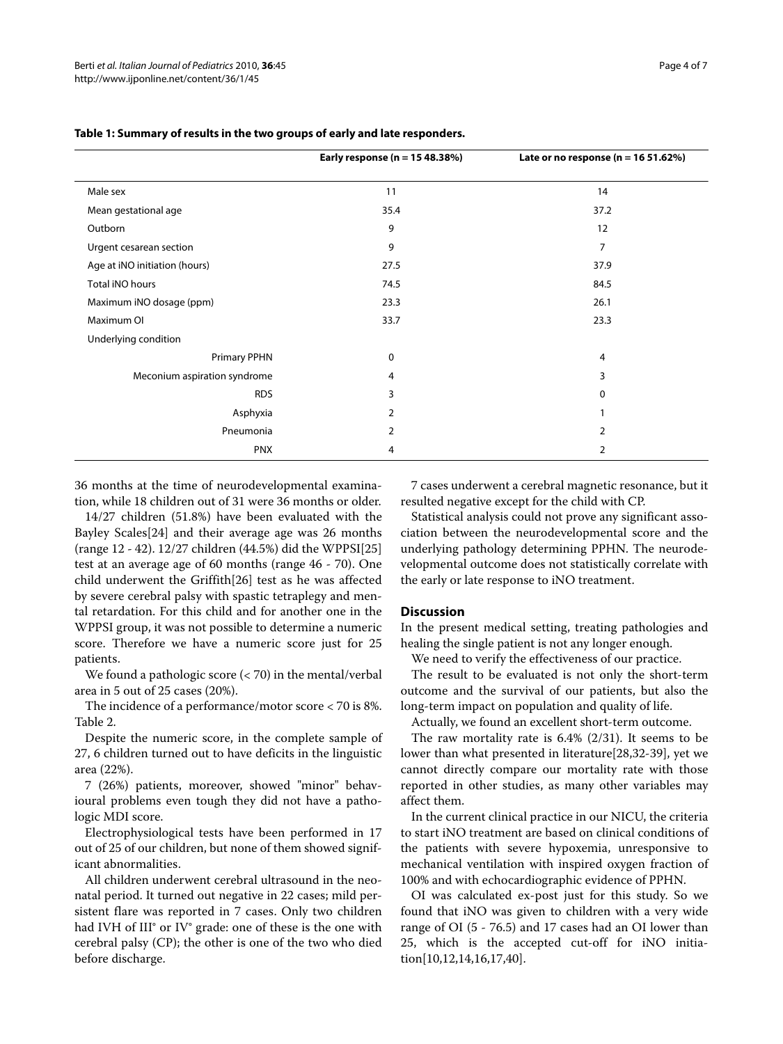**Table 1: Summary of results in the two groups of early and late responders.**

| | Early response (n = 15 48.38%) | Late or no response (n = 16 51.62%) |
|---|---|---|
| Male sex | 11 | 14 |
| Mean gestational age | 35.4 | 37.2 |
| Outborn | 9 | 12 |
| Urgent cesarean section | 9 | 7 |
| Age at iNO initiation (hours) | 27.5 | 37.9 |
| Total iNO hours | 74.5 | 84.5 |
| Maximum iNO dosage (ppm) | 23.3 | 26.1 |
| Maximum OI | 33.7 | 23.3 |
| Underlying condition | | |
| Primary PPHN | 0 | 4 |
| Meconium aspiration syndrome | 4 | 3 |
| RDS | 3 | 0 |
| Asphyxia | 2 | 1 |
| Pneumonia | 2 | 2 |
| PNX | 4 | 2 |

36 months at the time of neurodevelopmental examination, while 18 children out of 31 were 36 months or older.

14/27 children (51.8%) have been evaluated with the Bayley Scales[24] and their average age was 26 months (range 12 - 42). 12/27 children (44.5%) did the WPPSI[25] test at an average age of 60 months (range 46 - 70). One child underwent the Griffith[26] test as he was affected by severe cerebral palsy with spastic tetraplegy and mental retardation. For this child and for another one in the WPPSI group, it was not possible to determine a numeric score. Therefore we have a numeric score just for 25 patients.

We found a pathologic score (< 70) in the mental/verbal area in 5 out of 25 cases (20%).

The incidence of a performance/motor score < 70 is 8%. Table 2.

Despite the numeric score, in the complete sample of 27, 6 children turned out to have deficits in the linguistic area (22%).

7 (26%) patients, moreover, showed "minor" behavioural problems even tough they did not have a pathologic MDI score.

Electrophysiological tests have been performed in 17 out of 25 of our children, but none of them showed significant abnormalities.

All children underwent cerebral ultrasound in the neonatal period. It turned out negative in 22 cases; mild persistent flare was reported in 7 cases. Only two children had IVH of III° or IV° grade: one of these is the one with cerebral palsy (CP); the other is one of the two who died before discharge.

7 cases underwent a cerebral magnetic resonance, but it resulted negative except for the child with CP.

Statistical analysis could not prove any significant association between the neurodevelopmental score and the underlying pathology determining PPHN. The neurodevelopmental outcome does not statistically correlate with the early or late response to iNO treatment.

## Discussion

In the present medical setting, treating pathologies and healing the single patient is not any longer enough.

We need to verify the effectiveness of our practice.

The result to be evaluated is not only the short-term outcome and the survival of our patients, but also the long-term impact on population and quality of life.

Actually, we found an excellent short-term outcome.

The raw mortality rate is 6.4% (2/31). It seems to be lower than what presented in literature[28,32-39], yet we cannot directly compare our mortality rate with those reported in other studies, as many other variables may affect them.

In the current clinical practice in our NICU, the criteria to start iNO treatment are based on clinical conditions of the patients with severe hypoxemia, unresponsive to mechanical ventilation with inspired oxygen fraction of 100% and with echocardiographic evidence of PPHN.

OI was calculated ex-post just for this study. So we found that iNO was given to children with a very wide range of OI (5 - 76.5) and 17 cases had an OI lower than 25, which is the accepted cut-off for iNO initiation[10,12,14,16,17,40].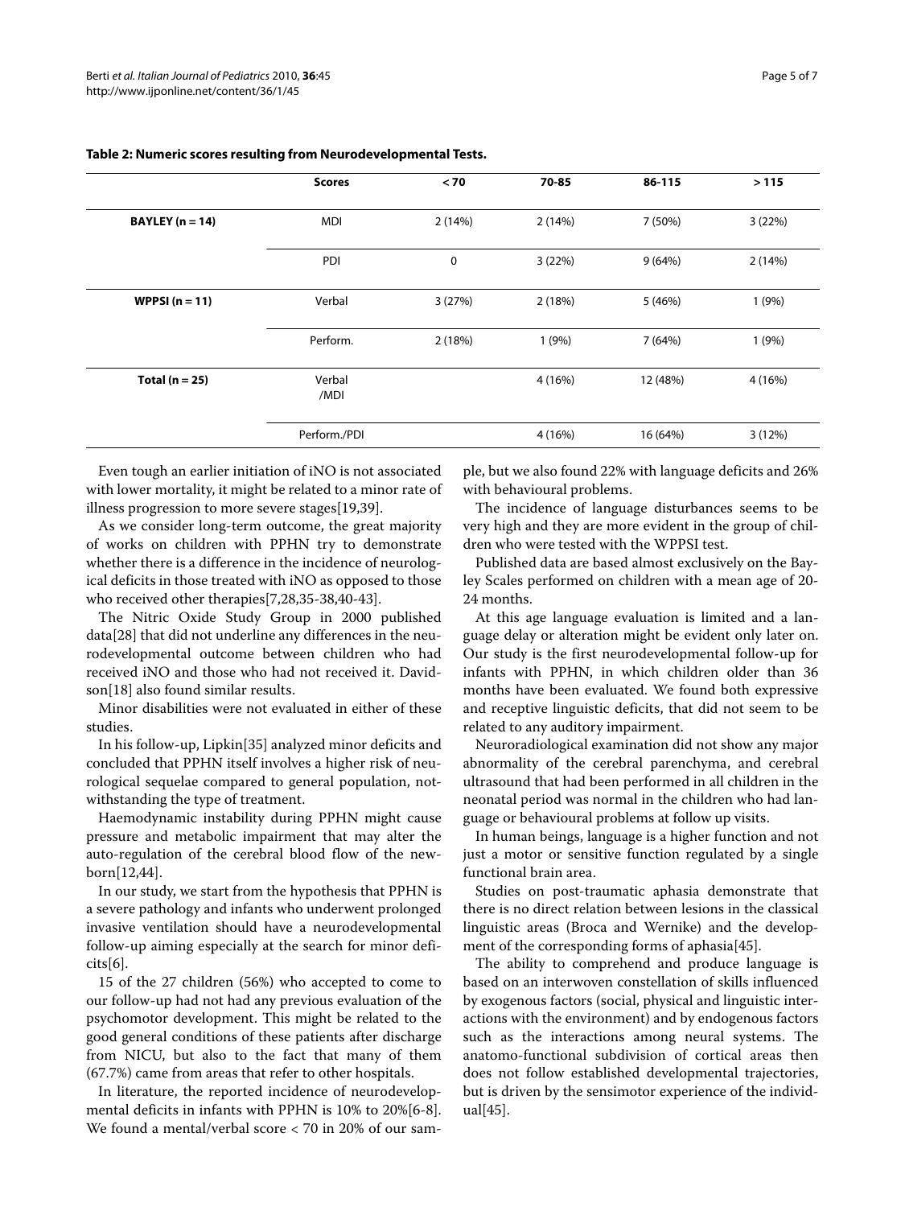**Table 2: Numeric scores resulting from Neurodevelopmental Tests.**

| | Scores | < 70 | 70-85 | 86-115 | > 115 |
|---|---|---|---|---|---|
| **BAYLEY (n = 14)** | MDI | 2 (14%) | 2 (14%) | 7 (50%) | 3 (22%) |
| | PDI | 0 | 3 (22%) | 9 (64%) | 2 (14%) |
| **WPPSI (n = 11)** | Verbal | 3 (27%) | 2 (18%) | 5 (46%) | 1 (9%) |
| | Perform. | 2 (18%) | 1 (9%) | 7 (64%) | 1 (9%) |
| **Total (n = 25)** | Verbal /MDI | | 4 (16%) | 12 (48%) | 4 (16%) |
| | Perform./PDI | | 4 (16%) | 16 (64%) | 3 (12%) |

Even tough an earlier initiation of iNO is not associated with lower mortality, it might be related to a minor rate of illness progression to more severe stages[19,39].

As we consider long-term outcome, the great majority of works on children with PPHN try to demonstrate whether there is a difference in the incidence of neurological deficits in those treated with iNO as opposed to those who received other therapies[7,28,35-38,40-43].

The Nitric Oxide Study Group in 2000 published data[28] that did not underline any differences in the neurodevelopmental outcome between children who had received iNO and those who had not received it. Davidson[18] also found similar results.

Minor disabilities were not evaluated in either of these studies.

In his follow-up, Lipkin[35] analyzed minor deficits and concluded that PPHN itself involves a higher risk of neurological sequelae compared to general population, notwithstanding the type of treatment.

Haemodynamic instability during PPHN might cause pressure and metabolic impairment that may alter the auto-regulation of the cerebral blood flow of the newborn[12,44].

In our study, we start from the hypothesis that PPHN is a severe pathology and infants who underwent prolonged invasive ventilation should have a neurodevelopmental follow-up aiming especially at the search for minor deficits[6].

15 of the 27 children (56%) who accepted to come to our follow-up had not had any previous evaluation of the psychomotor development. This might be related to the good general conditions of these patients after discharge from NICU, but also to the fact that many of them (67.7%) came from areas that refer to other hospitals.

In literature, the reported incidence of neurodevelopmental deficits in infants with PPHN is 10% to 20%[6-8]. We found a mental/verbal score < 70 in 20% of our sample, but we also found 22% with language deficits and 26% with behavioural problems.

The incidence of language disturbances seems to be very high and they are more evident in the group of children who were tested with the WPPSI test.

Published data are based almost exclusively on the Bayley Scales performed on children with a mean age of 20-24 months.

At this age language evaluation is limited and a language delay or alteration might be evident only later on. Our study is the first neurodevelopmental follow-up for infants with PPHN, in which children older than 36 months have been evaluated. We found both expressive and receptive linguistic deficits, that did not seem to be related to any auditory impairment.

Neuroradiological examination did not show any major abnormality of the cerebral parenchyma, and cerebral ultrasound that had been performed in all children in the neonatal period was normal in the children who had language or behavioural problems at follow up visits.

In human beings, language is a higher function and not just a motor or sensitive function regulated by a single functional brain area.

Studies on post-traumatic aphasia demonstrate that there is no direct relation between lesions in the classical linguistic areas (Broca and Wernike) and the development of the corresponding forms of aphasia[45].

The ability to comprehend and produce language is based on an interwoven constellation of skills influenced by exogenous factors (social, physical and linguistic interactions with the environment) and by endogenous factors such as the interactions among neural systems. The anatomo-functional subdivision of cortical areas then does not follow established developmental trajectories, but is driven by the sensimotor experience of the individual[45].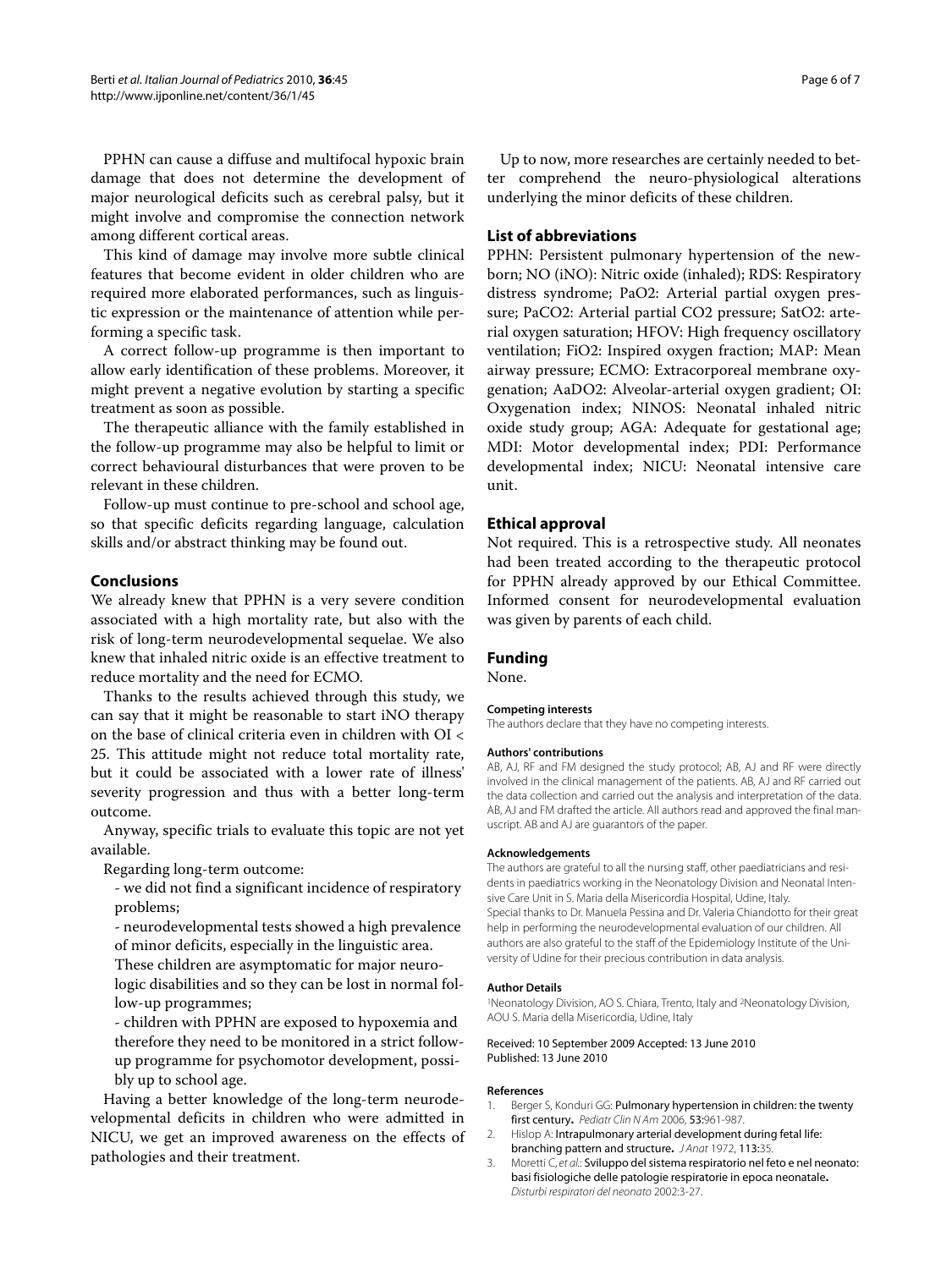PPHN can cause a diffuse and multifocal hypoxic brain damage that does not determine the development of major neurological deficits such as cerebral palsy, but it might involve and compromise the connection network among different cortical areas.

This kind of damage may involve more subtle clinical features that become evident in older children who are required more elaborated performances, such as linguistic expression or the maintenance of attention while performing a specific task.

A correct follow-up programme is then important to allow early identification of these problems. Moreover, it might prevent a negative evolution by starting a specific treatment as soon as possible.

The therapeutic alliance with the family established in the follow-up programme may also be helpful to limit or correct behavioural disturbances that were proven to be relevant in these children.

Follow-up must continue to pre-school and school age, so that specific deficits regarding language, calculation skills and/or abstract thinking may be found out.

## Conclusions

We already knew that PPHN is a very severe condition associated with a high mortality rate, but also with the risk of long-term neurodevelopmental sequelae. We also knew that inhaled nitric oxide is an effective treatment to reduce mortality and the need for ECMO.

Thanks to the results achieved through this study, we can say that it might be reasonable to start iNO therapy on the base of clinical criteria even in children with OI < 25. This attitude might not reduce total mortality rate, but it could be associated with a lower rate of illness' severity progression and thus with a better long-term outcome.

Anyway, specific trials to evaluate this topic are not yet available.

Regarding long-term outcome:

- we did not find a significant incidence of respiratory problems;
- neurodevelopmental tests showed a high prevalence of minor deficits, especially in the linguistic area. These children are asymptomatic for major neurologic disabilities and so they can be lost in normal follow-up programmes;
- children with PPHN are exposed to hypoxemia and therefore they need to be monitored in a strict follow-up programme for psychomotor development, possibly up to school age.

Having a better knowledge of the long-term neurodevelopmental deficits in children who were admitted in NICU, we get an improved awareness on the effects of pathologies and their treatment.

Up to now, more researches are certainly needed to better comprehend the neuro-physiological alterations underlying the minor deficits of these children.

## List of abbreviations

PPHN: Persistent pulmonary hypertension of the newborn; NO (iNO): Nitric oxide (inhaled); RDS: Respiratory distress syndrome; PaO2: Arterial partial oxygen pressure; PaCO2: Arterial partial CO2 pressure; SatO2: arterial oxygen saturation; HFOV: High frequency oscillatory ventilation; FiO2: Inspired oxygen fraction; MAP: Mean airway pressure; ECMO: Extracorporeal membrane oxygenation; AaDO2: Alveolar-arterial oxygen gradient; OI: Oxygenation index; NINOS: Neonatal inhaled nitric oxide study group; AGA: Adequate for gestational age; MDI: Motor developmental index; PDI: Performance developmental index; NICU: Neonatal intensive care unit.

## Ethical approval

Not required. This is a retrospective study. All neonates had been treated according to the therapeutic protocol for PPHN already approved by our Ethical Committee. Informed consent for neurodevelopmental evaluation was given by parents of each child.

## Funding

None.

#### Competing interests

The authors declare that they have no competing interests.

#### Authors' contributions

AB, AJ, RF and FM designed the study protocol; AB, AJ and RF were directly involved in the clinical management of the patients. AB, AJ and RF carried out the data collection and carried out the analysis and interpretation of the data. AB, AJ and FM drafted the article. All authors read and approved the final manuscript. AB and AJ are guarantors of the paper.

#### Acknowledgements

The authors are grateful to all the nursing staff, other paediatricians and residents in paediatrics working in the Neonatology Division and Neonatal Intensive Care Unit in S. Maria della Misericordia Hospital, Udine, Italy.
Special thanks to Dr. Manuela Pessina and Dr. Valeria Chiandotto for their great help in performing the neurodevelopmental evaluation of our children. All authors are also grateful to the staff of the Epidemiology Institute of the University of Udine for their precious contribution in data analysis.

#### Author Details

[1]Neonatology Division, AO S. Chiara, Trento, Italy and [2]Neonatology Division, AOU S. Maria della Misericordia, Udine, Italy

Received: 10 September 2009 Accepted: 13 June 2010
Published: 13 June 2010

#### References

1. Berger S, Konduri GG: **Pulmonary hypertension in children: the twenty first century.** *Pediatr Clin N Am* 2006, **53:**961-987.
2. Hislop A: **Intrapulmonary arterial development during fetal life: branching pattern and structure.** *J Anat* 1972, **113:**35.
3. Moretti C, *et al.*: **Sviluppo del sistema respiratorio nel feto e nel neonato: basi fisiologiche delle patologie respiratorie in epoca neonatale.** *Disturbi respiratori del neonato* 2002:3-27.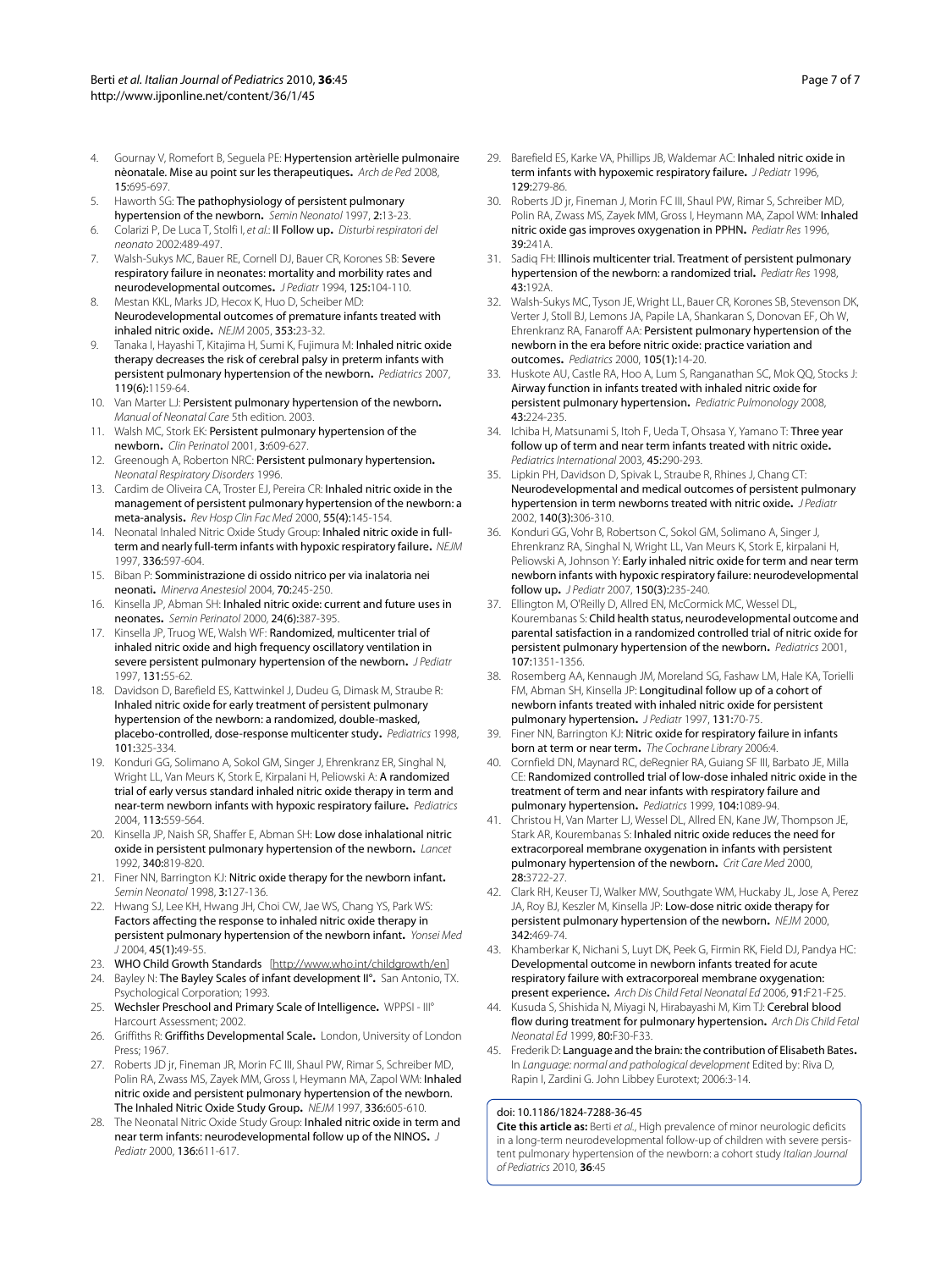4. Gournay V, Romefort B, Seguela PE: **Hypertension artèrielle pulmonaire nèonatale. Mise au point sur les therapeutiques.** *Arch de Ped* 2008, **15**:695-697.
5. Haworth SG: **The pathophysiology of persistent pulmonary hypertension of the newborn.** *Semin Neonatol* 1997, **2**:13-23.
6. Colarizi P, De Luca T, Stolfi I, *et al.*: **Il Follow up.** *Disturbi respiratori del neonato* 2002:489-497.
7. Walsh-Sukys MC, Bauer RE, Cornell DJ, Bauer CR, Korones SB: **Severe respiratory failure in neonates: mortality and morbidity rates and neurodevelopmental outcomes.** *J Pediatr* 1994, **125**:104-110.
8. Mestan KKL, Marks JD, Hecox K, Huo D, Scheiber MD: **Neurodevelopmental outcomes of premature infants treated with inhaled nitric oxide.** *NEJM* 2005, **353**:23-32.
9. Tanaka I, Hayashi T, Kitajima H, Sumi K, Fujimura M: **Inhaled nitric oxide therapy decreases the risk of cerebral palsy in preterm infants with persistent pulmonary hypertension of the newborn.** *Pediatrics* 2007, **119(6)**:1159-64.
10. Van Marter LJ: **Persistent pulmonary hypertension of the newborn.** *Manual of Neonatal Care* 5th edition. 2003.
11. Walsh MC, Stork EK: **Persistent pulmonary hypertension of the newborn.** *Clin Perinatol* 2001, **3**:609-627.
12. Greenough A, Roberton NRC: **Persistent pulmonary hypertension.** *Neonatal Respiratory Disorders* 1996.
13. Cardim de Oliveira CA, Troster EJ, Pereira CR: **Inhaled nitric oxide in the management of persistent pulmonary hypertension of the newborn: a meta-analysis.** *Rev Hosp Clin Fac Med* 2000, **55(4)**:145-154.
14. Neonatal Inhaled Nitric Oxide Study Group: **Inhaled nitric oxide in full-term and nearly full-term infants with hypoxic respiratory failure.** *NEJM* 1997, **336**:597-604.
15. Biban P: **Somministrazione di ossido nitrico per via inalatoria nei neonati.** *Minerva Anestesiol* 2004, **70**:245-250.
16. Kinsella JP, Abman SH: **Inhaled nitric oxide: current and future uses in neonates.** *Semin Perinatol* 2000, **24(6)**:387-395.
17. Kinsella JP, Truog WE, Walsh WF: **Randomized, multicenter trial of inhaled nitric oxide and high frequency oscillatory ventilation in severe persistent pulmonary hypertension of the newborn.** *J Pediatr* 1997, **131**:55-62.
18. Davidson D, Barefield ES, Kattwinkel J, Dudeu G, Dimask M, Straube R: **Inhaled nitric oxide for early treatment of persistent pulmonary hypertension of the newborn: a randomized, double-masked, placebo-controlled, dose-response multicenter study.** *Pediatrics* 1998, **101**:325-334.
19. Konduri GG, Solimano A, Sokol GM, Singer J, Ehrenkranz ER, Singhal N, Wright LL, Van Meurs K, Stork E, Kirpalani H, Peliowski A: **A randomized trial of early versus standard inhaled nitric oxide therapy in term and near-term newborn infants with hypoxic respiratory failure.** *Pediatrics* 2004, **113**:559-564.
20. Kinsella JP, Naish SR, Shaffer E, Abman SH: **Low dose inhalational nitric oxide in persistent pulmonary hypertension of the newborn.** *Lancet* 1992, **340**:819-820.
21. Finer NN, Barrington KJ: **Nitric oxide therapy for the newborn infant.** *Semin Neonatol* 1998, **3**:127-136.
22. Hwang SJ, Lee KH, Hwang JH, Choi CW, Jae WS, Chang YS, Park WS: **Factors affecting the response to inhaled nitric oxide therapy in persistent pulmonary hypertension of the newborn infant.** *Yonsei Med J* 2004, **45(1)**:49-55.
23. **WHO Child Growth Standards** [http://www.who.int/childgrowth/en]
24. Bayley N: **The Bayley Scales of infant development II°.** San Antonio, TX. Psychological Corporation; 1993.
25. **Wechsler Preschool and Primary Scale of Intelligence.** WPPSI - III° Harcourt Assessment; 2002.
26. Griffiths R: **Griffiths Developmental Scale.** London, University of London Press; 1967.
27. Roberts JD jr, Fineman JR, Morin FC III, Shaul PW, Rimar S, Schreiber MD, Polin RA, Zwass MS, Zayek MM, Gross I, Heymann MA, Zapol WM: **Inhaled nitric oxide and persistent pulmonary hypertension of the newborn. The Inhaled Nitric Oxide Study Group.** *NEJM* 1997, **336**:605-610.
28. The Neonatal Nitric Oxide Study Group: **Inhaled nitric oxide in term and near term infants: neurodevelopmental follow up of the NINOS.** *J Pediatr* 2000, **136**:611-617.
29. Barefield ES, Karke VA, Phillips JB, Waldemar AC: **Inhaled nitric oxide in term infants with hypoxemic respiratory failure.** *J Pediatr* 1996, **129**:279-86.
30. Roberts JD jr, Fineman J, Morin FC III, Shaul PW, Rimar S, Schreiber MD, Polin RA, Zwass MS, Zayek MM, Gross I, Heymann MA, Zapol WM: **Inhaled nitric oxide gas improves oxygenation in PPHN.** *Pediatr Res* 1996, **39**:241A.
31. Sadiq FH: **Illinois multicenter trial. Treatment of persistent pulmonary hypertension of the newborn: a randomized trial.** *Pediatr Res* 1998, **43**:192A.
32. Walsh-Sukys MC, Tyson JE, Wright LL, Bauer CR, Korones SB, Stevenson DK, Verter J, Stoll BJ, Lemons JA, Papile LA, Shankaran S, Donovan EF, Oh W, Ehrenkranz RA, Fanaroff AA: **Persistent pulmonary hypertension of the newborn in the era before nitric oxide: practice variation and outcomes.** *Pediatrics* 2000, **105(1)**:14-20.
33. Huskote AU, Castle RA, Hoo A, Lum S, Ranganathan SC, Mok QQ, Stocks J: **Airway function in infants treated with inhaled nitric oxide for persistent pulmonary hypertension.** *Pediatric Pulmonology* 2008, **43**:224-235.
34. Ichiba H, Matsunami S, Itoh F, Ueda T, Ohsasa Y, Yamano T: **Three year follow up of term and near term infants treated with nitric oxide.** *Pediatrics International* 2003, **45**:290-293.
35. Lipkin PH, Davidson D, Spivak L, Straube R, Rhines J, Chang CT: **Neurodevelopmental and medical outcomes of persistent pulmonary hypertension in term newborns treated with nitric oxide.** *J Pediatr* 2002, **140(3)**:306-310.
36. Konduri GG, Vohr B, Robertson C, Sokol GM, Solimano A, Singer J, Ehrenkranz RA, Singhal N, Wright LL, Van Meurs K, Stork E, kirpalani H, Peliowski A, Johnson Y: **Early inhaled nitric oxide for term and near term newborn infants with hypoxic respiratory failure: neurodevelopmental follow up.** *J Pediatr* 2007, **150(3)**:235-240.
37. Ellington M, O'Reilly D, Allred EN, McCormick MC, Wessel DL, Kourembanas S: **Child health status, neurodevelopmental outcome and parental satisfaction in a randomized controlled trial of nitric oxide for persistent pulmonary hypertension of the newborn.** *Pediatrics* 2001, **107**:1351-1356.
38. Rosemberg AA, Kennaugh JM, Moreland SG, Fashaw LM, Hale KA, Torielli FM, Abman SH, Kinsella JP: **Longitudinal follow up of a cohort of newborn infants treated with inhaled nitric oxide for persistent pulmonary hypertension.** *J Pediatr* 1997, **131**:70-75.
39. Finer NN, Barrington KJ: **Nitric oxide for respiratory failure in infants born at term or near term.** *The Cochrane Library* 2006:4.
40. Cornfield DN, Maynard RC, deRegnier RA, Guiang SF III, Barbato JE, Milla CE: **Randomized controlled trial of low-dose inhaled nitric oxide in the treatment of term and near term infants with respiratory failure and pulmonary hypertension.** *Pediatrics* 1999, **104**:1089-94.
41. Christou H, Van Marter LJ, Wessel DL, Allred EN, Kane JW, Thompson JE, Stark AR, Kourembanas S: **Inhaled nitric oxide reduces the need for extracorporeal membrane oxygenation in infants with persistent pulmonary hypertension of the newborn.** *Crit Care Med* 2000, **28**:3722-27.
42. Clark RH, Keuser TJ, Walker MW, Southgate WM, Huckaby JL, Jose A, Perez JA, Roy BJ, Keszler M, Kinsella JP: **Low-dose nitric oxide therapy for persistent pulmonary hypertension of the newborn.** *NEJM* 2000, **342**:469-74.
43. Khamberkar K, Nichani S, Luyt DK, Peek G, Firmin RK, Field DJ, Pandya HC: **Developmental outcome in newborn infants treated for acute respiratory failure with extracorporeal membrane oxygenation: present experience.** *Arch Dis Child Fetal Neonatal Ed* 2006, **91**:F21-F25.
44. Kusuda S, Shishida N, Miyagi N, Hirabayashi M, Kim TJ: **Cerebral blood flow during treatment for pulmonary hypertension.** *Arch Dis Child Fetal Neonatal Ed* 1999, **80**:F30-F33.
45. Frederik D: **Language and the brain: the contribution of Elisabeth Bates.** In *Language: normal and pathological development* Edited by: Riva D, Rapin I, Zardini G. John Libbey Eurotext; 2006:3-14.

doi: 10.1186/1824-7288-36-45

**Cite this article as:** Berti *et al.*, High prevalence of minor neurologic deficits in a long-term neurodevelopmental follow-up of children with severe persistent pulmonary hypertension of the newborn: a cohort study *Italian Journal of Pediatrics* 2010, **36**:45